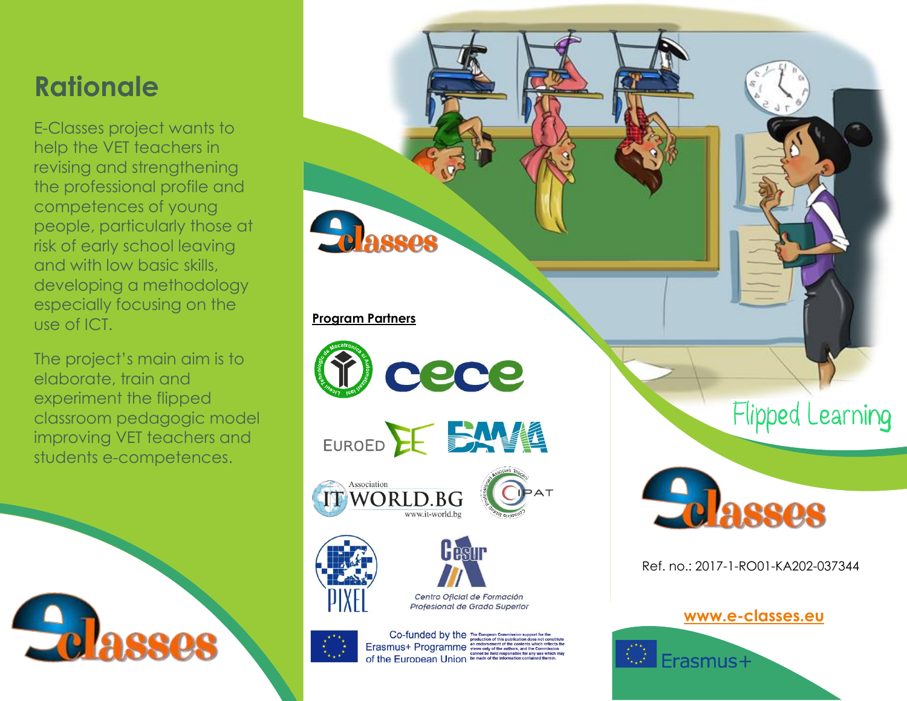# Rationale

E-Classes project wants to help the VET teachers in revising and strengthening the professional profile and competences of young people, particularly those at risk of early school leaving and with low basic skills, developing a methodology especially focusing on the use of ICT.

The project's main aim is to elaborate, train and experiment the flipped classroom pedagogic model improving VET teachers and students e-competences.

eclasses

eclasses

**Program Partners**

Liceul Tehnologic de Mecatronica si Automatizari Iasi

cece

EUROED

BAVA

Association IT WORLD.BG
www.it-world.bg

CIPAT

PIXEL

Cesur
Centro Oficial de Formación Profesional de Grado Superior

Co-funded by the Erasmus+ Programme of the European Union

The European Commission support for the production of this publication does not constitute an endorsement of the contents which reflects the views only of the authors, and the Commission cannot be held responsible for any use which may be made of the information contained therein.

Flipped Learning

eclasses

Ref. no.: 2017-1-RO01-KA202-037344

**www.e-classes.eu**

Erasmus+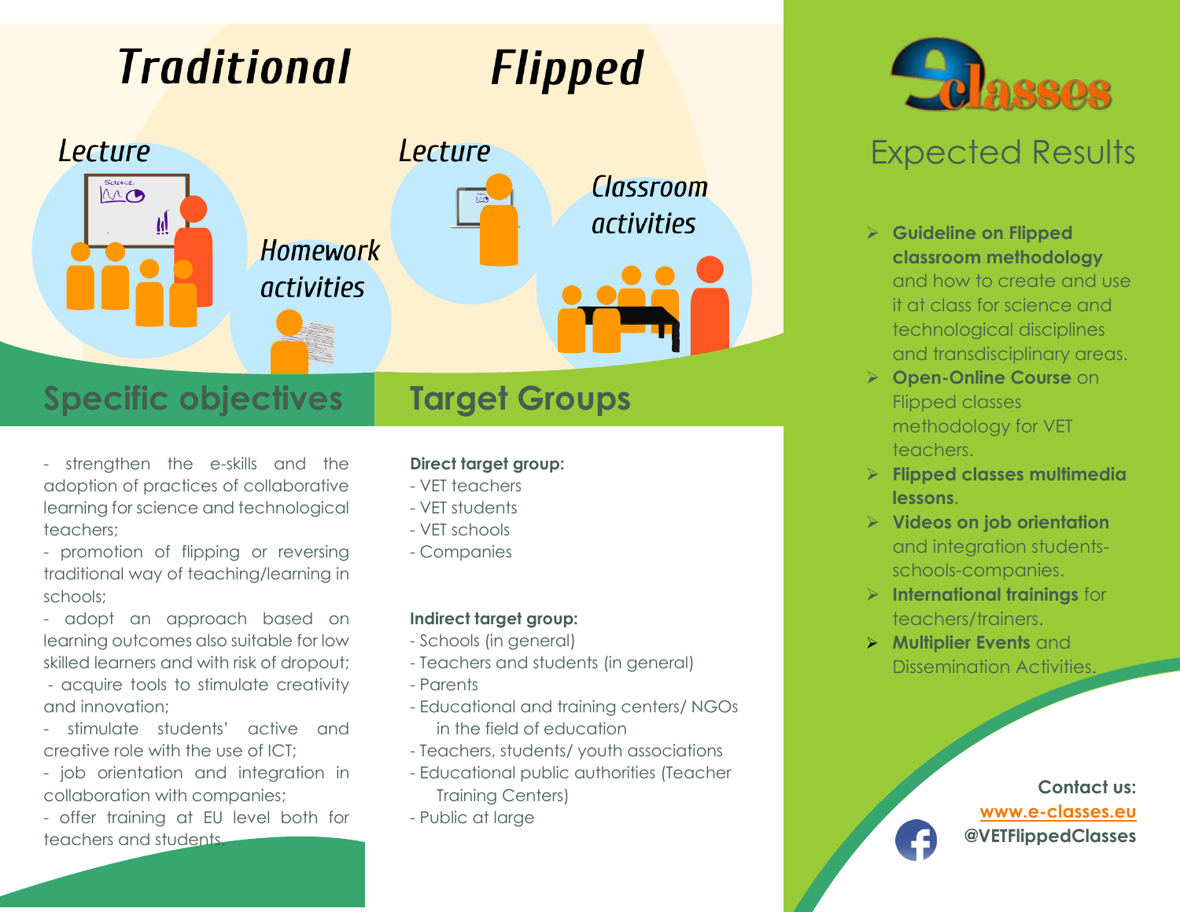# Traditional

*Lecture*

*Homework activities*

# Flipped

*Lecture*

*Classroom activities*

## Specific objectives

- strengthen the e-skills and the adoption of practices of collaborative learning for science and technological teachers;
- promotion of flipping or reversing traditional way of teaching/learning in schools;
- adopt an approach based on learning outcomes also suitable for low skilled learners and with risk of dropout;
- acquire tools to stimulate creativity and innovation;
- stimulate students' active and creative role with the use of ICT;
- job orientation and integration in collaboration with companies;
- offer training at EU level both for teachers and students.

## Target Groups

**Direct target group:**

- VET teachers
- VET students
- VET schools
- Companies

**Indirect target group:**

- Schools (in general)
- Teachers and students (in general)
- Parents
- Educational and training centers/ NGOs in the field of education
- Teachers, students/ youth associations
- Educational public authorities (Teacher Training Centers)
- Public at large

eclasses

## Expected Results

- **Guideline on Flipped classroom methodology** and how to create and use it at class for science and technological disciplines and transdisciplinary areas.
- **Open-Online Course** on Flipped classes methodology for VET teachers.
- **Flipped classes multimedia lessons**.
- **Videos on job orientation** and integration students-schools-companies.
- **International trainings** for teachers/trainers.
- **Multiplier Events** and Dissemination Activities.

**Contact us:**
**www.e-classes.eu**
**@VETFlippedClasses**